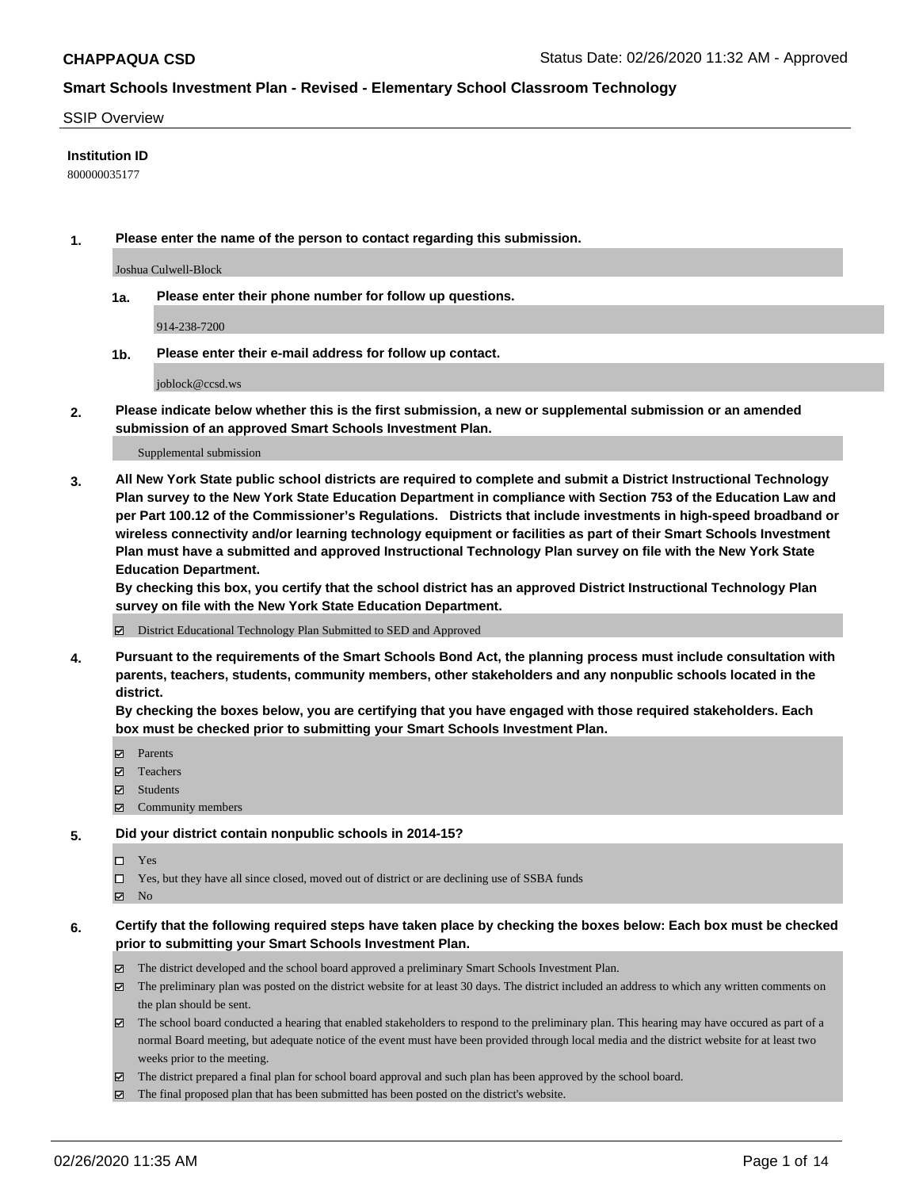**CHAPPAQUA CSD** Status Date: 02/26/2020 11:32 AM - Approved

**Smart Schools Investment Plan - Revised - Elementary School Classroom Technology**

SSIP Overview

**Institution ID**

800000035177

**1. Please enter the name of the person to contact regarding this submission.**

Joshua Culwell-Block

**1a. Please enter their phone number for follow up questions.**

914-238-7200

**1b. Please enter their e-mail address for follow up contact.**

joblock@ccsd.ws

**2. Please indicate below whether this is the first submission, a new or supplemental submission or an amended submission of an approved Smart Schools Investment Plan.**

Supplemental submission

**3. All New York State public school districts are required to complete and submit a District Instructional Technology Plan survey to the New York State Education Department in compliance with Section 753 of the Education Law and per Part 100.12 of the Commissioner's Regulations. Districts that include investments in high-speed broadband or wireless connectivity and/or learning technology equipment or facilities as part of their Smart Schools Investment Plan must have a submitted and approved Instructional Technology Plan survey on file with the New York State Education Department.**
**By checking this box, you certify that the school district has an approved District Instructional Technology Plan survey on file with the New York State Education Department.**

☑ District Educational Technology Plan Submitted to SED and Approved

**4. Pursuant to the requirements of the Smart Schools Bond Act, the planning process must include consultation with parents, teachers, students, community members, other stakeholders and any nonpublic schools located in the district.**
**By checking the boxes below, you are certifying that you have engaged with those required stakeholders. Each box must be checked prior to submitting your Smart Schools Investment Plan.**

☑ Parents
☑ Teachers
☑ Students
☑ Community members

**5. Did your district contain nonpublic schools in 2014-15?**

☐ Yes
☐ Yes, but they have all since closed, moved out of district or are declining use of SSBA funds
☑ No

**6. Certify that the following required steps have taken place by checking the boxes below: Each box must be checked prior to submitting your Smart Schools Investment Plan.**

☑ The district developed and the school board approved a preliminary Smart Schools Investment Plan.
☑ The preliminary plan was posted on the district website for at least 30 days. The district included an address to which any written comments on the plan should be sent.
☑ The school board conducted a hearing that enabled stakeholders to respond to the preliminary plan. This hearing may have occured as part of a normal Board meeting, but adequate notice of the event must have been provided through local media and the district website for at least two weeks prior to the meeting.
☑ The district prepared a final plan for school board approval and such plan has been approved by the school board.
☑ The final proposed plan that has been submitted has been posted on the district's website.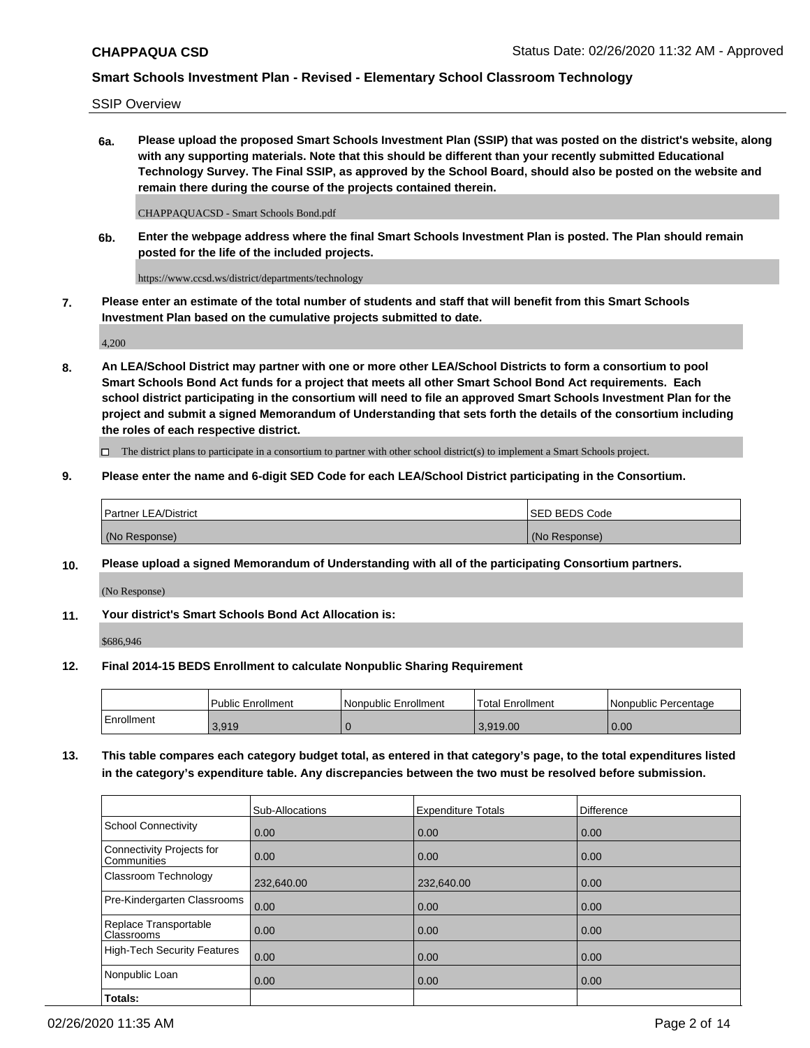**CHAPPAQUA CSD** Status Date: 02/26/2020 11:32 AM - Approved

**Smart Schools Investment Plan - Revised - Elementary School Classroom Technology**

SSIP Overview

**6a. Please upload the proposed Smart Schools Investment Plan (SSIP) that was posted on the district's website, along with any supporting materials. Note that this should be different than your recently submitted Educational Technology Survey. The Final SSIP, as approved by the School Board, should also be posted on the website and remain there during the course of the projects contained therein.**

CHAPPAQUACSD - Smart Schools Bond.pdf

**6b. Enter the webpage address where the final Smart Schools Investment Plan is posted. The Plan should remain posted for the life of the included projects.**

https://www.ccsd.ws/district/departments/technology

**7. Please enter an estimate of the total number of students and staff that will benefit from this Smart Schools Investment Plan based on the cumulative projects submitted to date.**

4,200

**8. An LEA/School District may partner with one or more other LEA/School Districts to form a consortium to pool Smart Schools Bond Act funds for a project that meets all other Smart School Bond Act requirements. Each school district participating in the consortium will need to file an approved Smart Schools Investment Plan for the project and submit a signed Memorandum of Understanding that sets forth the details of the consortium including the roles of each respective district.**

☐ The district plans to participate in a consortium to partner with other school district(s) to implement a Smart Schools project.

**9. Please enter the name and 6-digit SED Code for each LEA/School District participating in the Consortium.**

| Partner LEA/District | SED BEDS Code |
|---|---|
| (No Response) | (No Response) |

**10. Please upload a signed Memorandum of Understanding with all of the participating Consortium partners.**

(No Response)

**11. Your district's Smart Schools Bond Act Allocation is:**

$686,946

**12. Final 2014-15 BEDS Enrollment to calculate Nonpublic Sharing Requirement**

| | Public Enrollment | Nonpublic Enrollment | Total Enrollment | Nonpublic Percentage |
|---|---|---|---|---|
| Enrollment | 3,919 | 0 | 3,919.00 | 0.00 |

**13. This table compares each category budget total, as entered in that category's page, to the total expenditures listed in the category's expenditure table. Any discrepancies between the two must be resolved before submission.**

| | Sub-Allocations | Expenditure Totals | Difference |
|---|---|---|---|
| School Connectivity | 0.00 | 0.00 | 0.00 |
| Connectivity Projects for Communities | 0.00 | 0.00 | 0.00 |
| Classroom Technology | 232,640.00 | 232,640.00 | 0.00 |
| Pre-Kindergarten Classrooms | 0.00 | 0.00 | 0.00 |
| Replace Transportable Classrooms | 0.00 | 0.00 | 0.00 |
| High-Tech Security Features | 0.00 | 0.00 | 0.00 |
| Nonpublic Loan | 0.00 | 0.00 | 0.00 |
| **Totals:** | | | |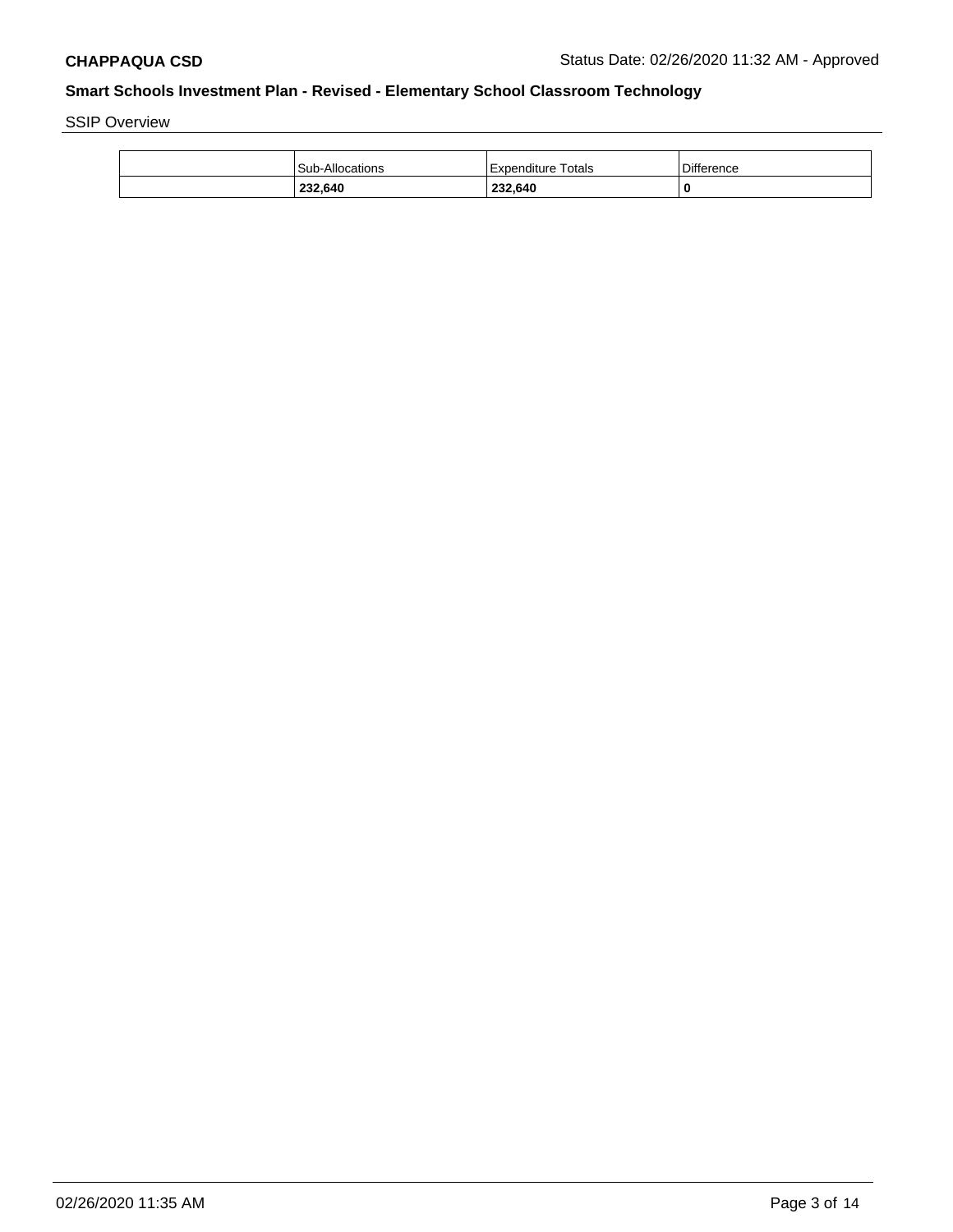**CHAPPAQUA CSD** Status Date: 02/26/2020 11:32 AM - Approved

## Smart Schools Investment Plan - Revised - Elementary School Classroom Technology

SSIP Overview

| | Sub-Allocations | Expenditure Totals | Difference |
|---|---|---|---|
| | **232,640** | **232,640** | **0** |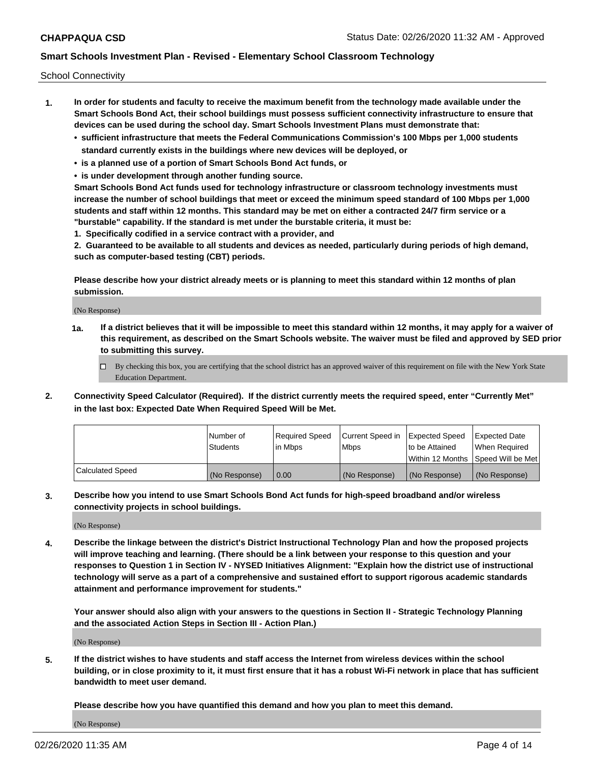School Connectivity

1. **In order for students and faculty to receive the maximum benefit from the technology made available under the Smart Schools Bond Act, their school buildings must possess sufficient connectivity infrastructure to ensure that devices can be used during the school day. Smart Schools Investment Plans must demonstrate that:**
   - **sufficient infrastructure that meets the Federal Communications Commission's 100 Mbps per 1,000 students standard currently exists in the buildings where new devices will be deployed, or**
   - **is a planned use of a portion of Smart Schools Bond Act funds, or**
   - **is under development through another funding source.**

   **Smart Schools Bond Act funds used for technology infrastructure or classroom technology investments must increase the number of school buildings that meet or exceed the minimum speed standard of 100 Mbps per 1,000 students and staff within 12 months. This standard may be met on either a contracted 24/7 firm service or a "burstable" capability. If the standard is met under the burstable criteria, it must be:**

   **1. Specifically codified in a service contract with a provider, and**

   **2. Guaranteed to be available to all students and devices as needed, particularly during periods of high demand, such as computer-based testing (CBT) periods.**

   **Please describe how your district already meets or is planning to meet this standard within 12 months of plan submission.**

   (No Response)

   **1a. If a district believes that it will be impossible to meet this standard within 12 months, it may apply for a waiver of this requirement, as described on the Smart Schools website. The waiver must be filed and approved by SED prior to submitting this survey.**

   ☐ By checking this box, you are certifying that the school district has an approved waiver of this requirement on file with the New York State Education Department.

2. **Connectivity Speed Calculator (Required). If the district currently meets the required speed, enter "Currently Met" in the last box: Expected Date When Required Speed Will be Met.**

| | Number of Students | Required Speed in Mbps | Current Speed in Mbps | Expected Speed to be Attained Within 12 Months | Expected Date When Required Speed Will be Met |
|---|---|---|---|---|---|
| Calculated Speed | (No Response) | 0.00 | (No Response) | (No Response) | (No Response) |

3. **Describe how you intend to use Smart Schools Bond Act funds for high-speed broadband and/or wireless connectivity projects in school buildings.**

   (No Response)

4. **Describe the linkage between the district's District Instructional Technology Plan and how the proposed projects will improve teaching and learning. (There should be a link between your response to this question and your responses to Question 1 in Section IV - NYSED Initiatives Alignment: "Explain how the district use of instructional technology will serve as a part of a comprehensive and sustained effort to support rigorous academic standards attainment and performance improvement for students."**

   **Your answer should also align with your answers to the questions in Section II - Strategic Technology Planning and the associated Action Steps in Section III - Action Plan.)**

   (No Response)

5. **If the district wishes to have students and staff access the Internet from wireless devices within the school building, or in close proximity to it, it must first ensure that it has a robust Wi-Fi network in place that has sufficient bandwidth to meet user demand.**

   **Please describe how you have quantified this demand and how you plan to meet this demand.**

   (No Response)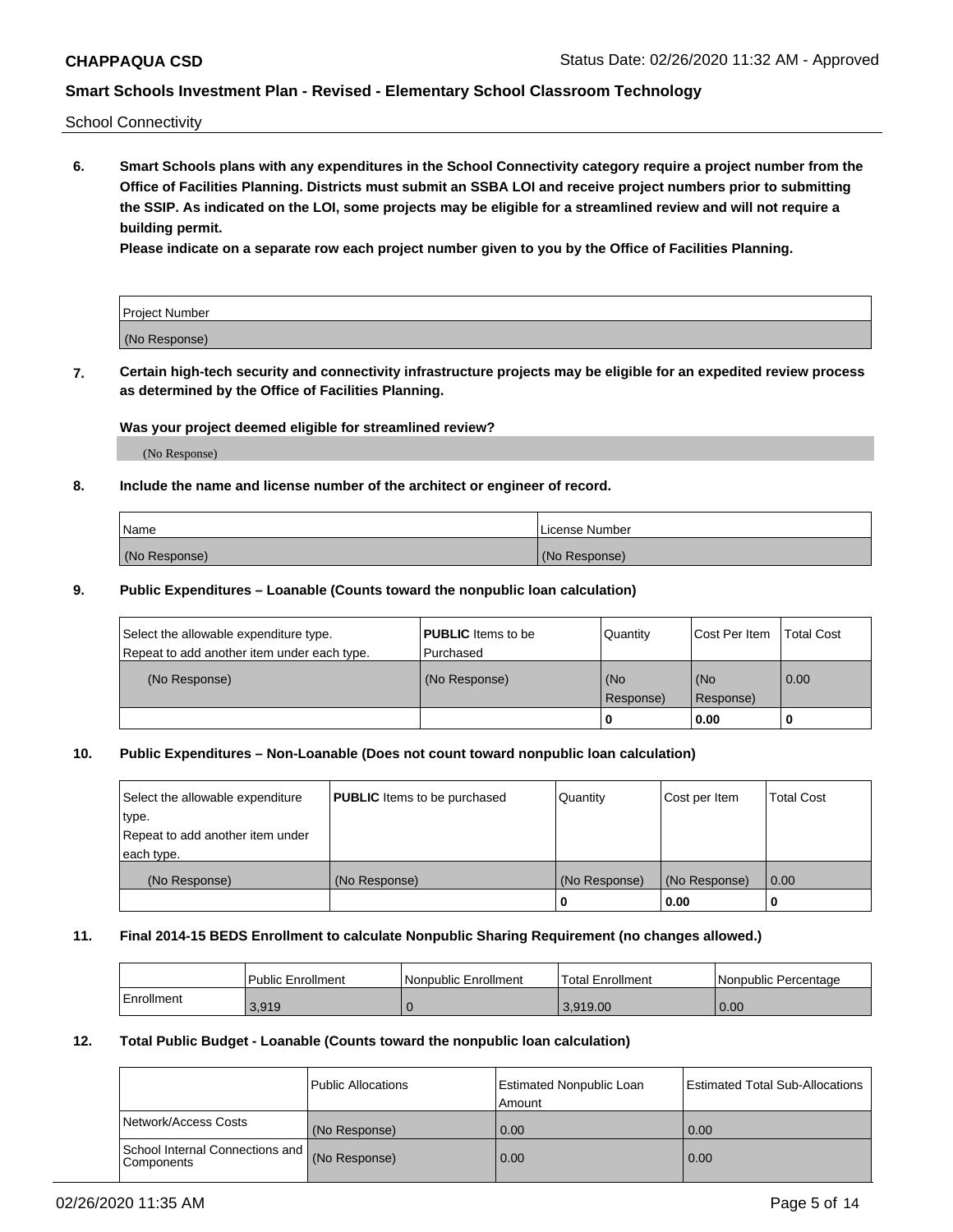School Connectivity

**6. Smart Schools plans with any expenditures in the School Connectivity category require a project number from the Office of Facilities Planning. Districts must submit an SSBA LOI and receive project numbers prior to submitting the SSIP. As indicated on the LOI, some projects may be eligible for a streamlined review and will not require a building permit.**

**Please indicate on a separate row each project number given to you by the Office of Facilities Planning.**

| Project Number |
| --- |
| (No Response) |

**7. Certain high-tech security and connectivity infrastructure projects may be eligible for an expedited review process as determined by the Office of Facilities Planning.**

**Was your project deemed eligible for streamlined review?**

(No Response)

**8. Include the name and license number of the architect or engineer of record.**

| Name | License Number |
| --- | --- |
| (No Response) | (No Response) |

**9. Public Expenditures – Loanable (Counts toward the nonpublic loan calculation)**

| Select the allowable expenditure type. Repeat to add another item under each type. | **PUBLIC** Items to be Purchased | Quantity | Cost Per Item | Total Cost |
| --- | --- | --- | --- | --- |
| (No Response) | (No Response) | (No Response) | (No Response) | 0.00 |
| | | 0 | 0.00 | 0 |

**10. Public Expenditures – Non-Loanable (Does not count toward nonpublic loan calculation)**

| Select the allowable expenditure type. Repeat to add another item under each type. | **PUBLIC** Items to be purchased | Quantity | Cost per Item | Total Cost |
| --- | --- | --- | --- | --- |
| (No Response) | (No Response) | (No Response) | (No Response) | 0.00 |
| | | 0 | 0.00 | 0 |

**11. Final 2014-15 BEDS Enrollment to calculate Nonpublic Sharing Requirement (no changes allowed.)**

| | Public Enrollment | Nonpublic Enrollment | Total Enrollment | Nonpublic Percentage |
| --- | --- | --- | --- | --- |
| Enrollment | 3,919 | 0 | 3,919.00 | 0.00 |

**12. Total Public Budget - Loanable (Counts toward the nonpublic loan calculation)**

| | Public Allocations | Estimated Nonpublic Loan Amount | Estimated Total Sub-Allocations |
| --- | --- | --- | --- |
| Network/Access Costs | (No Response) | 0.00 | 0.00 |
| School Internal Connections and Components | (No Response) | 0.00 | 0.00 |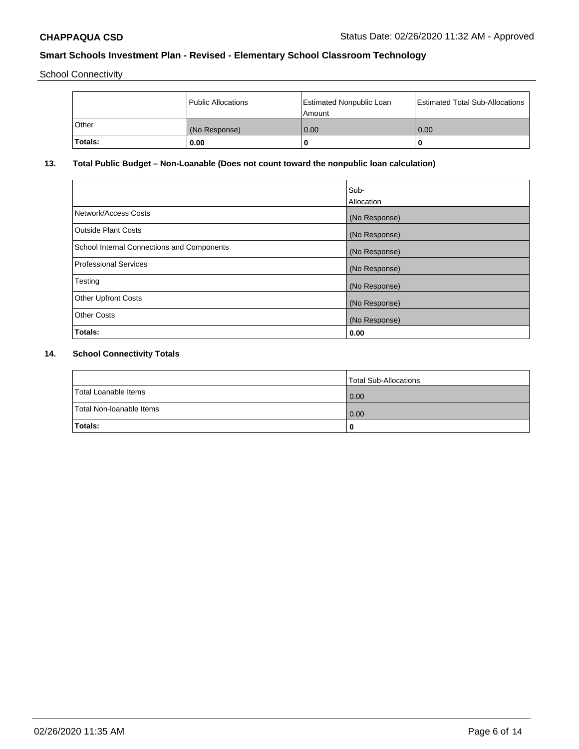School Connectivity

| | Public Allocations | Estimated Nonpublic Loan Amount | Estimated Total Sub-Allocations |
|---|---|---|---|
| Other | (No Response) | 0.00 | 0.00 |
| **Totals:** | **0.00** | **0** | **0** |

### 13. Total Public Budget – Non-Loanable (Does not count toward the nonpublic loan calculation)

| | Sub-Allocation |
|---|---|
| Network/Access Costs | (No Response) |
| Outside Plant Costs | (No Response) |
| School Internal Connections and Components | (No Response) |
| Professional Services | (No Response) |
| Testing | (No Response) |
| Other Upfront Costs | (No Response) |
| Other Costs | (No Response) |
| **Totals:** | **0.00** |

### 14. School Connectivity Totals

| | Total Sub-Allocations |
|---|---|
| Total Loanable Items | 0.00 |
| Total Non-loanable Items | 0.00 |
| **Totals:** | **0** |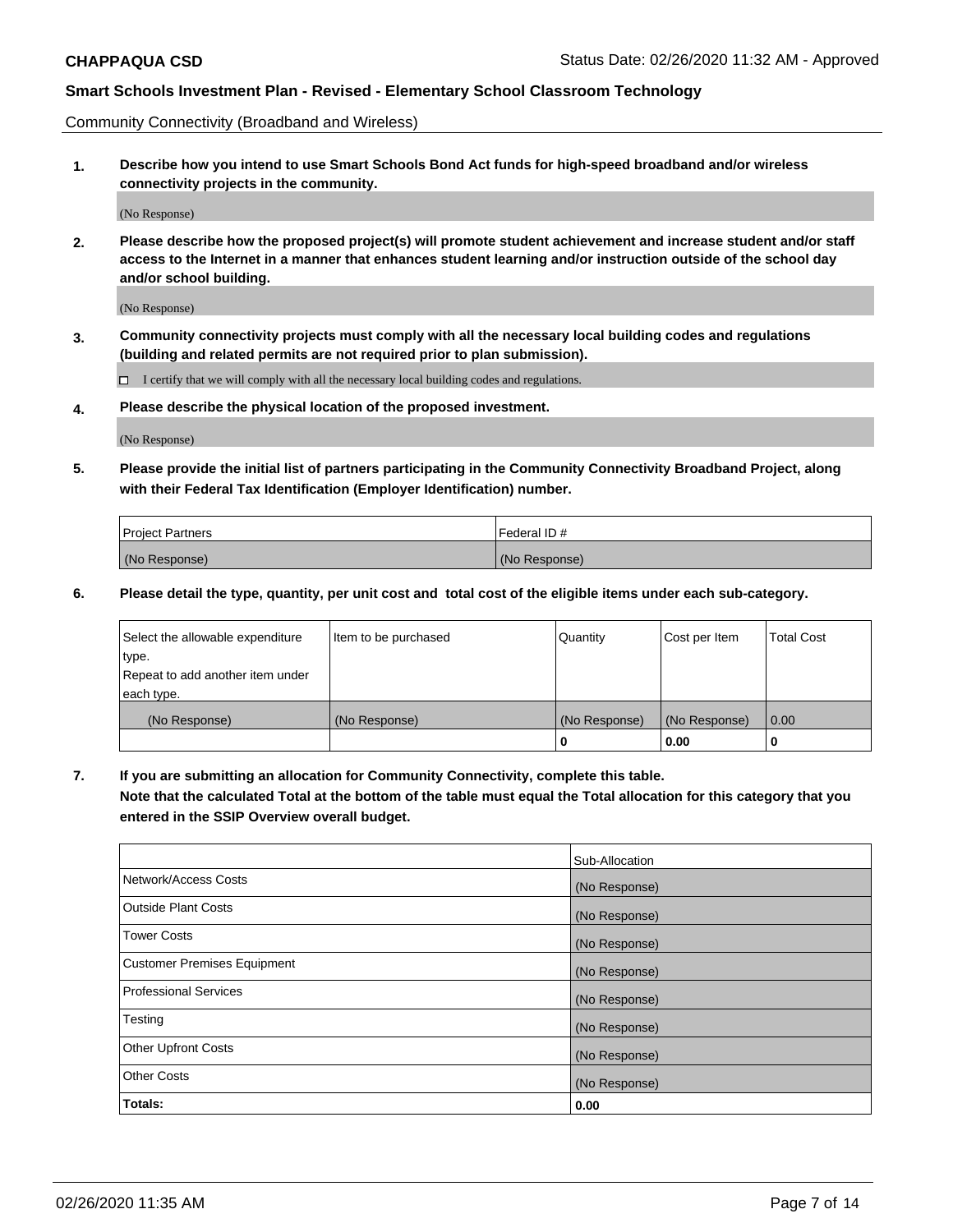Community Connectivity (Broadband and Wireless)

**1. Describe how you intend to use Smart Schools Bond Act funds for high-speed broadband and/or wireless connectivity projects in the community.**

(No Response)

**2. Please describe how the proposed project(s) will promote student achievement and increase student and/or staff access to the Internet in a manner that enhances student learning and/or instruction outside of the school day and/or school building.**

(No Response)

**3. Community connectivity projects must comply with all the necessary local building codes and regulations (building and related permits are not required prior to plan submission).**

☐ I certify that we will comply with all the necessary local building codes and regulations.

**4. Please describe the physical location of the proposed investment.**

(No Response)

**5. Please provide the initial list of partners participating in the Community Connectivity Broadband Project, along with their Federal Tax Identification (Employer Identification) number.**

| Project Partners | Federal ID # |
|---|---|
| (No Response) | (No Response) |

**6. Please detail the type, quantity, per unit cost and total cost of the eligible items under each sub-category.**

| Select the allowable expenditure type. Repeat to add another item under each type. | Item to be purchased | Quantity | Cost per Item | Total Cost |
|---|---|---|---|---|
| (No Response) | (No Response) | (No Response) | (No Response) | 0.00 |
| | | **0** | **0.00** | **0** |

**7. If you are submitting an allocation for Community Connectivity, complete this table. Note that the calculated Total at the bottom of the table must equal the Total allocation for this category that you entered in the SSIP Overview overall budget.**

| | Sub-Allocation |
|---|---|
| Network/Access Costs | (No Response) |
| Outside Plant Costs | (No Response) |
| Tower Costs | (No Response) |
| Customer Premises Equipment | (No Response) |
| Professional Services | (No Response) |
| Testing | (No Response) |
| Other Upfront Costs | (No Response) |
| Other Costs | (No Response) |
| **Totals:** | **0.00** |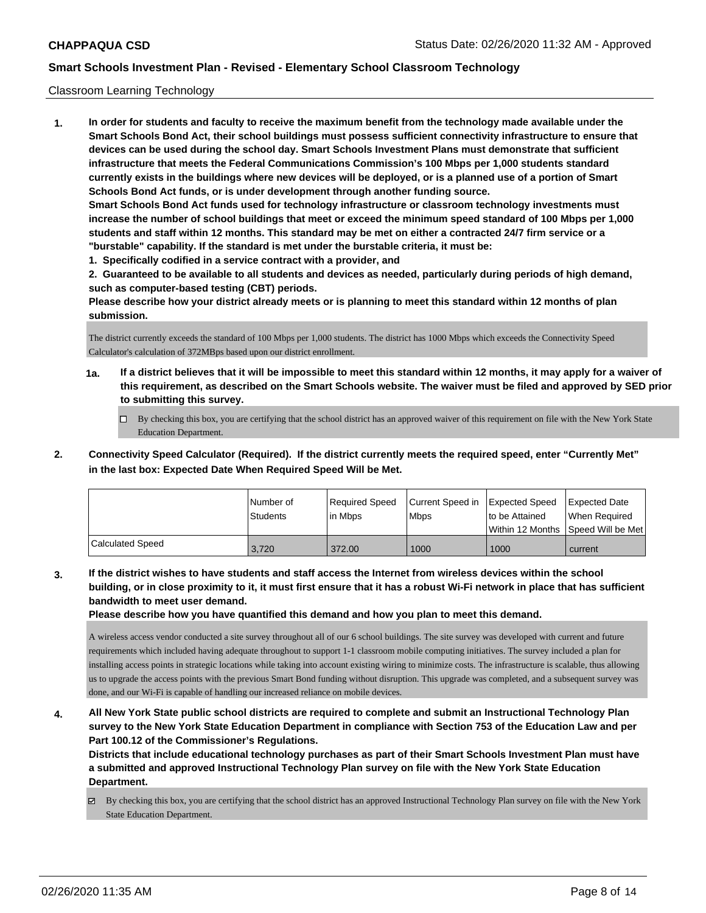Classroom Learning Technology

1. **In order for students and faculty to receive the maximum benefit from the technology made available under the Smart Schools Bond Act, their school buildings must possess sufficient connectivity infrastructure to ensure that devices can be used during the school day. Smart Schools Investment Plans must demonstrate that sufficient infrastructure that meets the Federal Communications Commission's 100 Mbps per 1,000 students standard currently exists in the buildings where new devices will be deployed, or is a planned use of a portion of Smart Schools Bond Act funds, or is under development through another funding source.**

   **Smart Schools Bond Act funds used for technology infrastructure or classroom technology investments must increase the number of school buildings that meet or exceed the minimum speed standard of 100 Mbps per 1,000 students and staff within 12 months. This standard may be met on either a contracted 24/7 firm service or a "burstable" capability. If the standard is met under the burstable criteria, it must be:**

   **1. Specifically codified in a service contract with a provider, and**

   **2. Guaranteed to be available to all students and devices as needed, particularly during periods of high demand, such as computer-based testing (CBT) periods.**

   **Please describe how your district already meets or is planning to meet this standard within 12 months of plan submission.**

   The district currently exceeds the standard of 100 Mbps per 1,000 students. The district has 1000 Mbps which exceeds the Connectivity Speed Calculator's calculation of 372MBps based upon our district enrollment.

   **1a. If a district believes that it will be impossible to meet this standard within 12 months, it may apply for a waiver of this requirement, as described on the Smart Schools website. The waiver must be filed and approved by SED prior to submitting this survey.**

   ☐ By checking this box, you are certifying that the school district has an approved waiver of this requirement on file with the New York State Education Department.

2. **Connectivity Speed Calculator (Required). If the district currently meets the required speed, enter "Currently Met" in the last box: Expected Date When Required Speed Will be Met.**

|  | Number of Students | Required Speed in Mbps | Current Speed in Mbps | Expected Speed to be Attained Within 12 Months | Expected Date When Required Speed Will be Met |
|---|---|---|---|---|---|
| Calculated Speed | 3,720 | 372.00 | 1000 | 1000 | current |

3. **If the district wishes to have students and staff access the Internet from wireless devices within the school building, or in close proximity to it, it must first ensure that it has a robust Wi-Fi network in place that has sufficient bandwidth to meet user demand.**

   **Please describe how you have quantified this demand and how you plan to meet this demand.**

   A wireless access vendor conducted a site survey throughout all of our 6 school buildings. The site survey was developed with current and future requirements which included having adequate throughput to support 1-1 classroom mobile computing initiatives. The survey included a plan for installing access points in strategic locations while taking into account existing wiring to minimize costs. The infrastructure is scalable, thus allowing us to upgrade the access points with the previous Smart Bond funding without disruption. This upgrade was completed, and a subsequent survey was done, and our Wi-Fi is capable of handling our increased reliance on mobile devices.

4. **All New York State public school districts are required to complete and submit an Instructional Technology Plan survey to the New York State Education Department in compliance with Section 753 of the Education Law and per Part 100.12 of the Commissioner's Regulations.**

   **Districts that include educational technology purchases as part of their Smart Schools Investment Plan must have a submitted and approved Instructional Technology Plan survey on file with the New York State Education Department.**

   ☑ By checking this box, you are certifying that the school district has an approved Instructional Technology Plan survey on file with the New York State Education Department.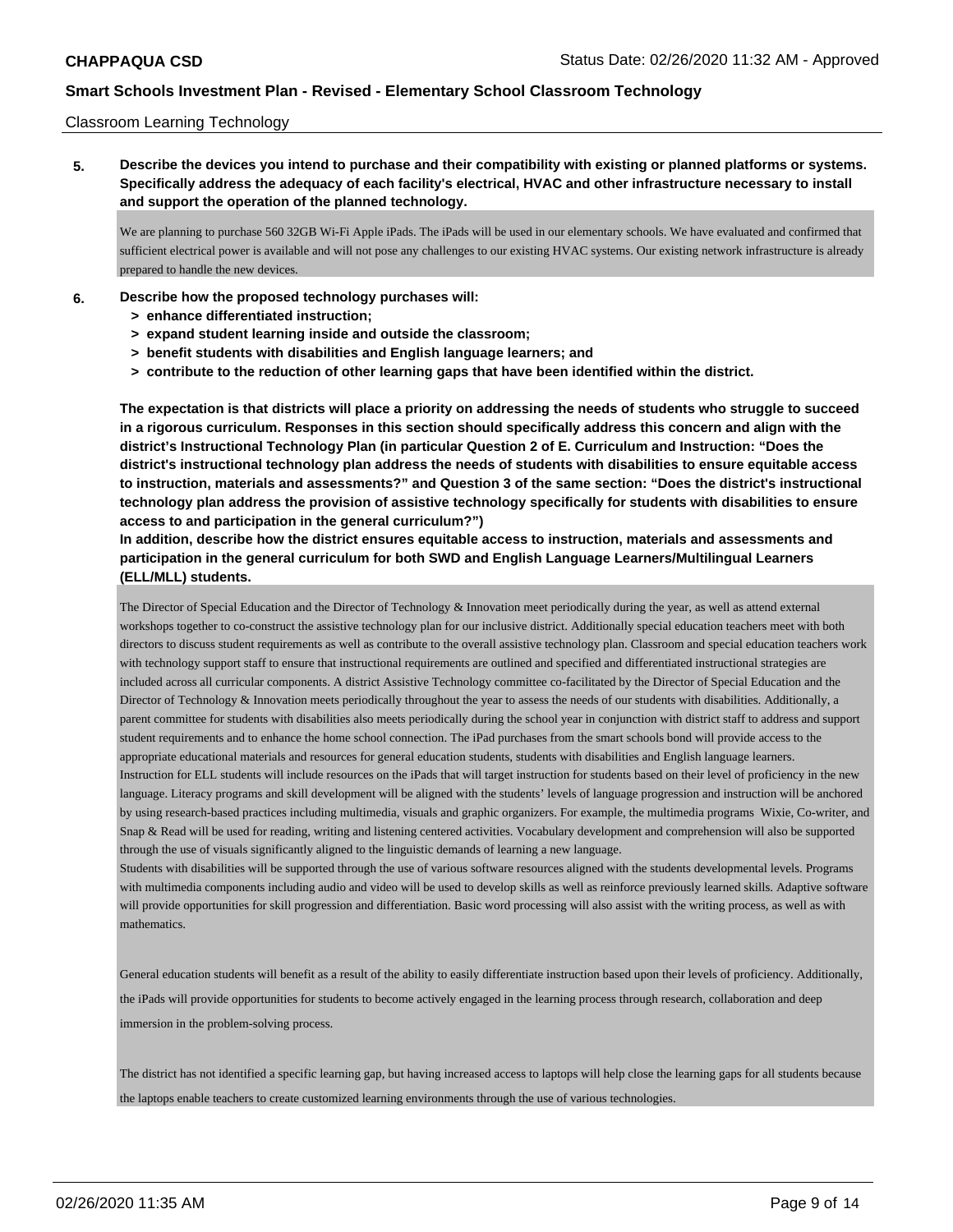Classroom Learning Technology

**5. Describe the devices you intend to purchase and their compatibility with existing or planned platforms or systems. Specifically address the adequacy of each facility's electrical, HVAC and other infrastructure necessary to install and support the operation of the planned technology.**

We are planning to purchase 560 32GB Wi-Fi Apple iPads. The iPads will be used in our elementary schools. We have evaluated and confirmed that sufficient electrical power is available and will not pose any challenges to our existing HVAC systems. Our existing network infrastructure is already prepared to handle the new devices.

**6. Describe how the proposed technology purchases will:**
- **> enhance differentiated instruction;**
- **> expand student learning inside and outside the classroom;**
- **> benefit students with disabilities and English language learners; and**
- **> contribute to the reduction of other learning gaps that have been identified within the district.**

**The expectation is that districts will place a priority on addressing the needs of students who struggle to succeed in a rigorous curriculum. Responses in this section should specifically address this concern and align with the district's Instructional Technology Plan (in particular Question 2 of E. Curriculum and Instruction: "Does the district's instructional technology plan address the needs of students with disabilities to ensure equitable access to instruction, materials and assessments?" and Question 3 of the same section: "Does the district's instructional technology plan address the provision of assistive technology specifically for students with disabilities to ensure access to and participation in the general curriculum?")**

**In addition, describe how the district ensures equitable access to instruction, materials and assessments and participation in the general curriculum for both SWD and English Language Learners/Multilingual Learners (ELL/MLL) students.**

The Director of Special Education and the Director of Technology & Innovation meet periodically during the year, as well as attend external workshops together to co-construct the assistive technology plan for our inclusive district. Additionally special education teachers meet with both directors to discuss student requirements as well as contribute to the overall assistive technology plan. Classroom and special education teachers work with technology support staff to ensure that instructional requirements are outlined and specified and differentiated instructional strategies are included across all curricular components. A district Assistive Technology committee co-facilitated by the Director of Special Education and the Director of Technology & Innovation meets periodically throughout the year to assess the needs of our students with disabilities. Additionally, a parent committee for students with disabilities also meets periodically during the school year in conjunction with district staff to address and support student requirements and to enhance the home school connection. The iPad purchases from the smart schools bond will provide access to the appropriate educational materials and resources for general education students, students with disabilities and English language learners.

Instruction for ELL students will include resources on the iPads that will target instruction for students based on their level of proficiency in the new language. Literacy programs and skill development will be aligned with the students' levels of language progression and instruction will be anchored by using research-based practices including multimedia, visuals and graphic organizers. For example, the multimedia programs Wixie, Co-writer, and Snap & Read will be used for reading, writing and listening centered activities. Vocabulary development and comprehension will also be supported through the use of visuals significantly aligned to the linguistic demands of learning a new language.

Students with disabilities will be supported through the use of various software resources aligned with the students developmental levels. Programs with multimedia components including audio and video will be used to develop skills as well as reinforce previously learned skills. Adaptive software will provide opportunities for skill progression and differentiation. Basic word processing will also assist with the writing process, as well as with mathematics.

General education students will benefit as a result of the ability to easily differentiate instruction based upon their levels of proficiency. Additionally, the iPads will provide opportunities for students to become actively engaged in the learning process through research, collaboration and deep immersion in the problem-solving process.

The district has not identified a specific learning gap, but having increased access to laptops will help close the learning gaps for all students because the laptops enable teachers to create customized learning environments through the use of various technologies.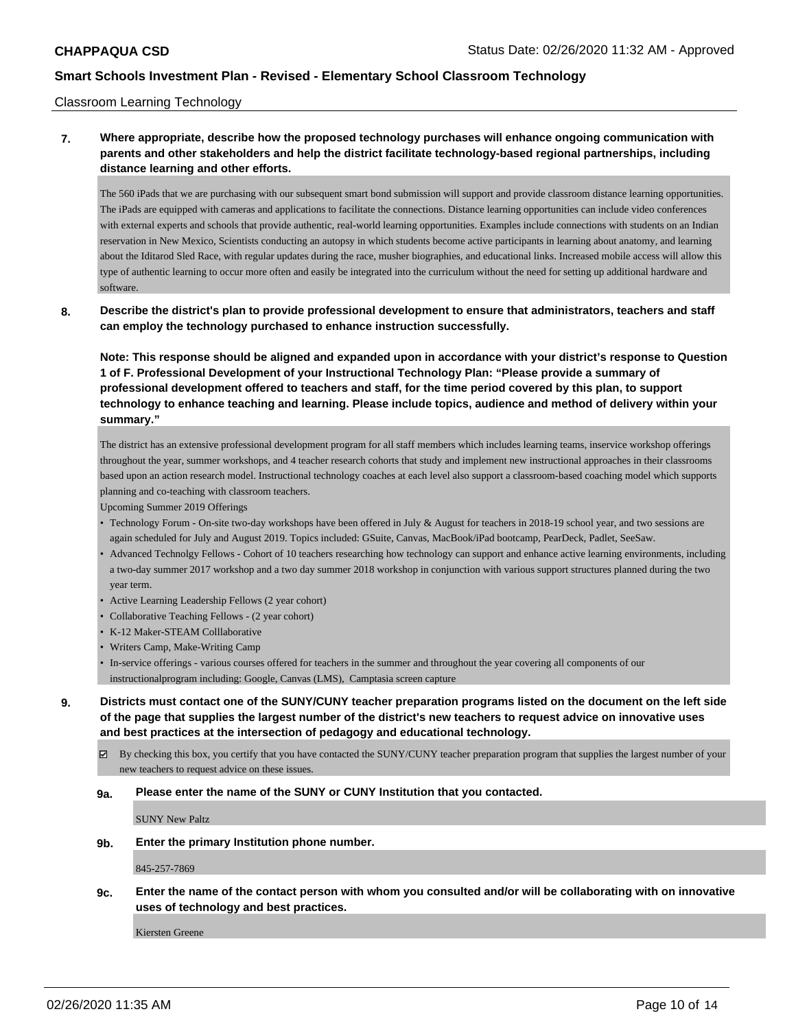Classroom Learning Technology

**7. Where appropriate, describe how the proposed technology purchases will enhance ongoing communication with parents and other stakeholders and help the district facilitate technology-based regional partnerships, including distance learning and other efforts.**

The 560 iPads that we are purchasing with our subsequent smart bond submission will support and provide classroom distance learning opportunities. The iPads are equipped with cameras and applications to facilitate the connections. Distance learning opportunities can include video conferences with external experts and schools that provide authentic, real-world learning opportunities. Examples include connections with students on an Indian reservation in New Mexico, Scientists conducting an autopsy in which students become active participants in learning about anatomy, and learning about the Iditarod Sled Race, with regular updates during the race, musher biographies, and educational links. Increased mobile access will allow this type of authentic learning to occur more often and easily be integrated into the curriculum without the need for setting up additional hardware and software.

**8. Describe the district's plan to provide professional development to ensure that administrators, teachers and staff can employ the technology purchased to enhance instruction successfully.**

**Note: This response should be aligned and expanded upon in accordance with your district's response to Question 1 of F. Professional Development of your Instructional Technology Plan: "Please provide a summary of professional development offered to teachers and staff, for the time period covered by this plan, to support technology to enhance teaching and learning. Please include topics, audience and method of delivery within your summary."**

The district has an extensive professional development program for all staff members which includes learning teams, inservice workshop offerings throughout the year, summer workshops, and 4 teacher research cohorts that study and implement new instructional approaches in their classrooms based upon an action research model. Instructional technology coaches at each level also support a classroom-based coaching model which supports planning and co-teaching with classroom teachers.

Upcoming Summer 2019 Offerings

- Technology Forum - On-site two-day workshops have been offered in July & August for teachers in 2018-19 school year, and two sessions are again scheduled for July and August 2019. Topics included: GSuite, Canvas, MacBook/iPad bootcamp, PearDeck, Padlet, SeeSaw.
- Advanced Technolgy Fellows - Cohort of 10 teachers researching how technology can support and enhance active learning environments, including a two-day summer 2017 workshop and a two day summer 2018 workshop in conjunction with various support structures planned during the two year term.
- Active Learning Leadership Fellows (2 year cohort)
- Collaborative Teaching Fellows - (2 year cohort)
- K-12 Maker-STEAM Colllaborative
- Writers Camp, Make-Writing Camp
- In-service offerings - various courses offered for teachers in the summer and throughout the year covering all components of our instructionalprogram including: Google, Canvas (LMS), Camptasia screen capture

**9. Districts must contact one of the SUNY/CUNY teacher preparation programs listed on the document on the left side of the page that supplies the largest number of the district's new teachers to request advice on innovative uses and best practices at the intersection of pedagogy and educational technology.**

☑ By checking this box, you certify that you have contacted the SUNY/CUNY teacher preparation program that supplies the largest number of your new teachers to request advice on these issues.

**9a. Please enter the name of the SUNY or CUNY Institution that you contacted.**

SUNY New Paltz

**9b. Enter the primary Institution phone number.**

845-257-7869

**9c. Enter the name of the contact person with whom you consulted and/or will be collaborating with on innovative uses of technology and best practices.**

Kiersten Greene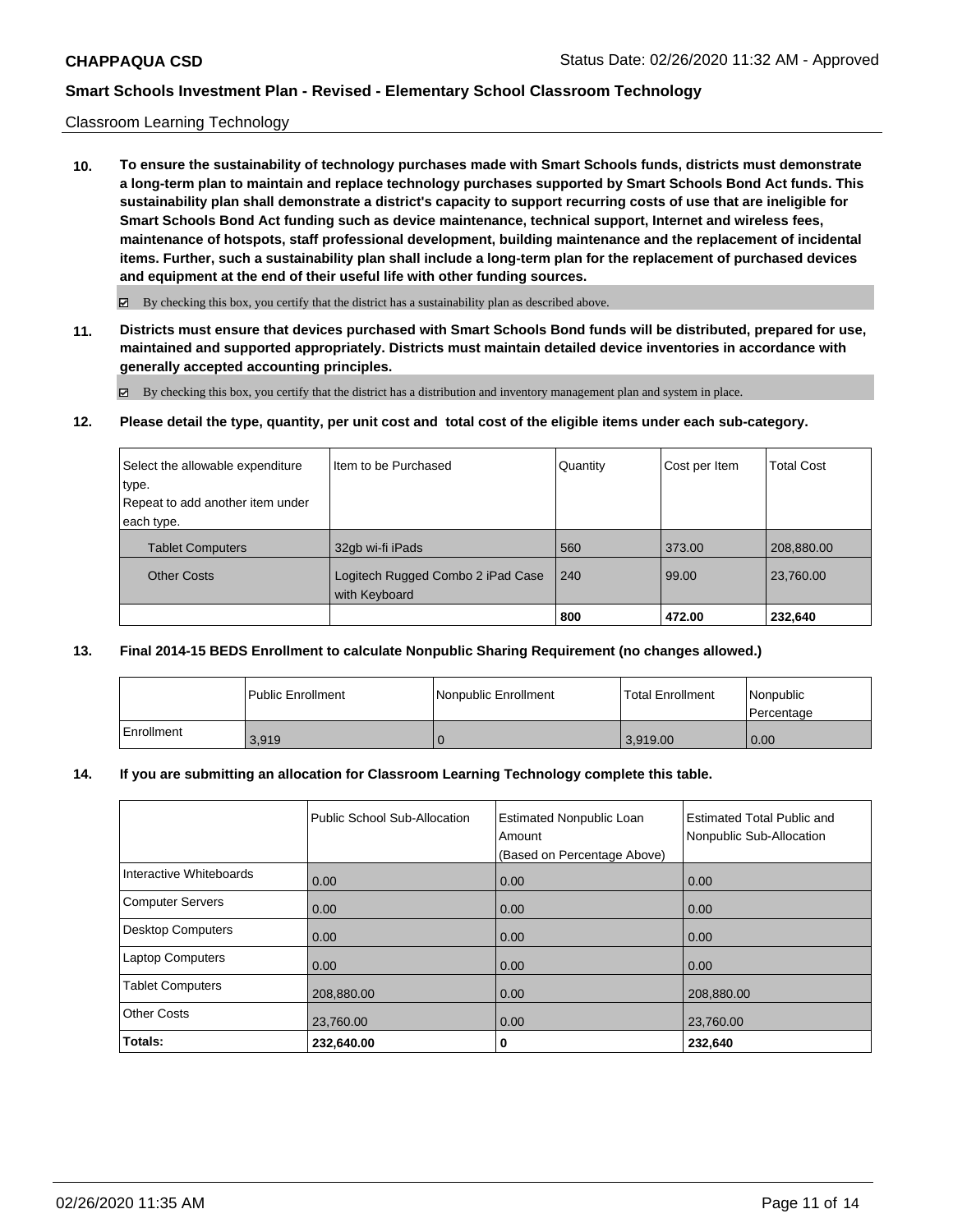Classroom Learning Technology

**10. To ensure the sustainability of technology purchases made with Smart Schools funds, districts must demonstrate a long-term plan to maintain and replace technology purchases supported by Smart Schools Bond Act funds. This sustainability plan shall demonstrate a district's capacity to support recurring costs of use that are ineligible for Smart Schools Bond Act funding such as device maintenance, technical support, Internet and wireless fees, maintenance of hotspots, staff professional development, building maintenance and the replacement of incidental items. Further, such a sustainability plan shall include a long-term plan for the replacement of purchased devices and equipment at the end of their useful life with other funding sources.**

☑ By checking this box, you certify that the district has a sustainability plan as described above.

**11. Districts must ensure that devices purchased with Smart Schools Bond funds will be distributed, prepared for use, maintained and supported appropriately. Districts must maintain detailed device inventories in accordance with generally accepted accounting principles.**

☑ By checking this box, you certify that the district has a distribution and inventory management plan and system in place.

**12. Please detail the type, quantity, per unit cost and total cost of the eligible items under each sub-category.**

| Select the allowable expenditure type. Repeat to add another item under each type. | Item to be Purchased | Quantity | Cost per Item | Total Cost |
|---|---|---|---|---|
| Tablet Computers | 32gb wi-fi iPads | 560 | 373.00 | 208,880.00 |
| Other Costs | Logitech Rugged Combo 2 iPad Case with Keyboard | 240 | 99.00 | 23,760.00 |
| | | **800** | **472.00** | **232,640** |

**13. Final 2014-15 BEDS Enrollment to calculate Nonpublic Sharing Requirement (no changes allowed.)**

| | Public Enrollment | Nonpublic Enrollment | Total Enrollment | Nonpublic Percentage |
|---|---|---|---|---|
| Enrollment | 3,919 | 0 | 3,919.00 | 0.00 |

**14. If you are submitting an allocation for Classroom Learning Technology complete this table.**

| | Public School Sub-Allocation | Estimated Nonpublic Loan Amount (Based on Percentage Above) | Estimated Total Public and Nonpublic Sub-Allocation |
|---|---|---|---|
| Interactive Whiteboards | 0.00 | 0.00 | 0.00 |
| Computer Servers | 0.00 | 0.00 | 0.00 |
| Desktop Computers | 0.00 | 0.00 | 0.00 |
| Laptop Computers | 0.00 | 0.00 | 0.00 |
| Tablet Computers | 208,880.00 | 0.00 | 208,880.00 |
| Other Costs | 23,760.00 | 0.00 | 23,760.00 |
| **Totals:** | **232,640.00** | **0** | **232,640** |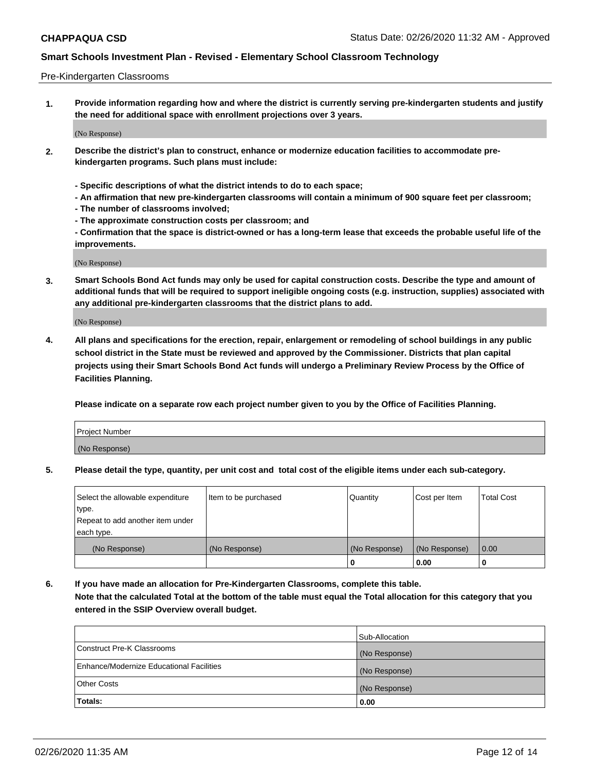CHAPPAQUA CSD Status Date: 02/26/2020 11:32 AM - Approved

**Smart Schools Investment Plan - Revised - Elementary School Classroom Technology**

Pre-Kindergarten Classrooms

**1. Provide information regarding how and where the district is currently serving pre-kindergarten students and justify the need for additional space with enrollment projections over 3 years.**

(No Response)

**2. Describe the district's plan to construct, enhance or modernize education facilities to accommodate pre-kindergarten programs. Such plans must include:**

**- Specific descriptions of what the district intends to do to each space;**
**- An affirmation that new pre-kindergarten classrooms will contain a minimum of 900 square feet per classroom;**
**- The number of classrooms involved;**
**- The approximate construction costs per classroom; and**
**- Confirmation that the space is district-owned or has a long-term lease that exceeds the probable useful life of the improvements.**

(No Response)

**3. Smart Schools Bond Act funds may only be used for capital construction costs. Describe the type and amount of additional funds that will be required to support ineligible ongoing costs (e.g. instruction, supplies) associated with any additional pre-kindergarten classrooms that the district plans to add.**

(No Response)

**4. All plans and specifications for the erection, repair, enlargement or remodeling of school buildings in any public school district in the State must be reviewed and approved by the Commissioner. Districts that plan capital projects using their Smart Schools Bond Act funds will undergo a Preliminary Review Process by the Office of Facilities Planning.**

**Please indicate on a separate row each project number given to you by the Office of Facilities Planning.**

| Project Number |
| --- |
| (No Response) |

**5. Please detail the type, quantity, per unit cost and total cost of the eligible items under each sub-category.**

| Select the allowable expenditure type. Repeat to add another item under each type. | Item to be purchased | Quantity | Cost per Item | Total Cost |
| --- | --- | --- | --- | --- |
| (No Response) | (No Response) | (No Response) | (No Response) | 0.00 |
| | | 0 | 0.00 | 0 |

**6. If you have made an allocation for Pre-Kindergarten Classrooms, complete this table. Note that the calculated Total at the bottom of the table must equal the Total allocation for this category that you entered in the SSIP Overview overall budget.**

| | Sub-Allocation |
| --- | --- |
| Construct Pre-K Classrooms | (No Response) |
| Enhance/Modernize Educational Facilities | (No Response) |
| Other Costs | (No Response) |
| **Totals:** | **0.00** |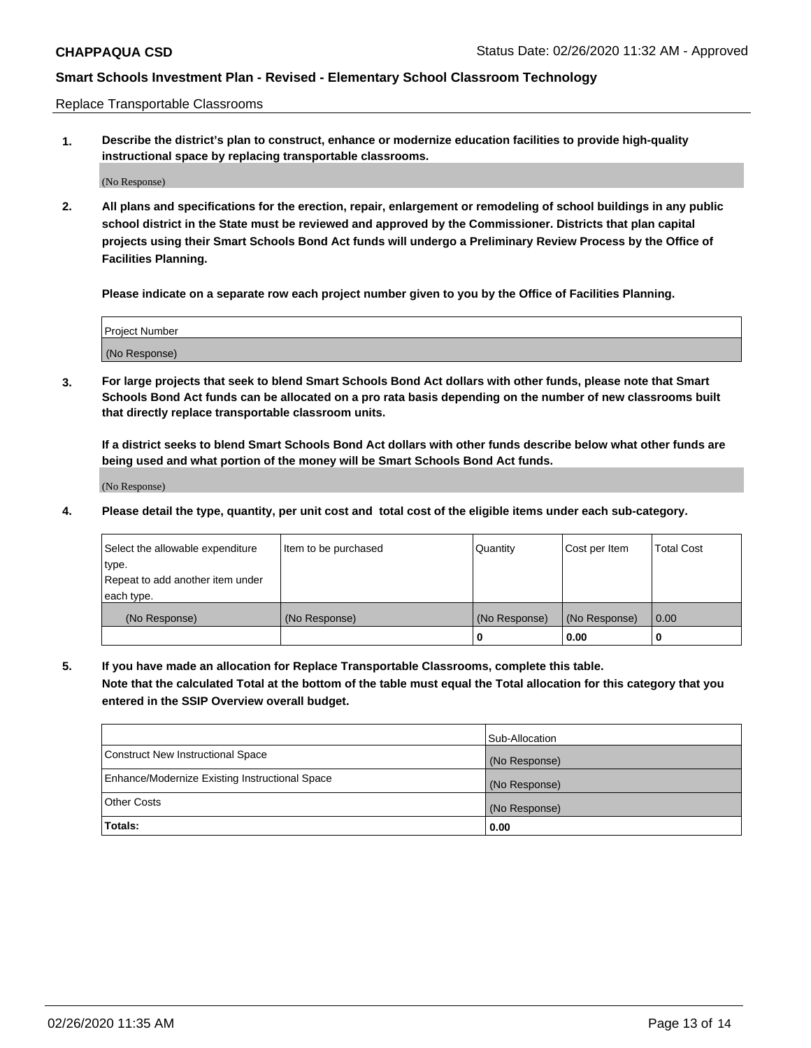**CHAPPAQUA CSD** Status Date: 02/26/2020 11:32 AM - Approved

## Smart Schools Investment Plan - Revised - Elementary School Classroom Technology

Replace Transportable Classrooms

**1. Describe the district's plan to construct, enhance or modernize education facilities to provide high-quality instructional space by replacing transportable classrooms.**

(No Response)

**2. All plans and specifications for the erection, repair, enlargement or remodeling of school buildings in any public school district in the State must be reviewed and approved by the Commissioner. Districts that plan capital projects using their Smart Schools Bond Act funds will undergo a Preliminary Review Process by the Office of Facilities Planning.**

**Please indicate on a separate row each project number given to you by the Office of Facilities Planning.**

| Project Number |
|---|
| (No Response) |

**3. For large projects that seek to blend Smart Schools Bond Act dollars with other funds, please note that Smart Schools Bond Act funds can be allocated on a pro rata basis depending on the number of new classrooms built that directly replace transportable classroom units.**

**If a district seeks to blend Smart Schools Bond Act dollars with other funds describe below what other funds are being used and what portion of the money will be Smart Schools Bond Act funds.**

(No Response)

**4. Please detail the type, quantity, per unit cost and total cost of the eligible items under each sub-category.**

| Select the allowable expenditure type. Repeat to add another item under each type. | Item to be purchased | Quantity | Cost per Item | Total Cost |
|---|---|---|---|---|
| (No Response) | (No Response) | (No Response) | (No Response) | 0.00 |
| | | 0 | 0.00 | 0 |

**5. If you have made an allocation for Replace Transportable Classrooms, complete this table. Note that the calculated Total at the bottom of the table must equal the Total allocation for this category that you entered in the SSIP Overview overall budget.**

| | Sub-Allocation |
|---|---|
| Construct New Instructional Space | (No Response) |
| Enhance/Modernize Existing Instructional Space | (No Response) |
| Other Costs | (No Response) |
| **Totals:** | **0.00** |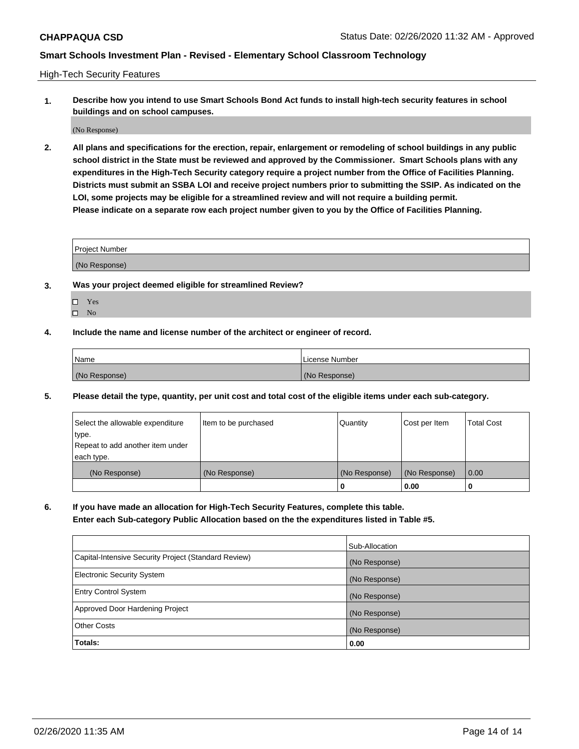**CHAPPAQUA CSD** Status Date: 02/26/2020 11:32 AM - Approved

## Smart Schools Investment Plan - Revised - Elementary School Classroom Technology

High-Tech Security Features

**1. Describe how you intend to use Smart Schools Bond Act funds to install high-tech security features in school buildings and on school campuses.**

(No Response)

**2. All plans and specifications for the erection, repair, enlargement or remodeling of school buildings in any public school district in the State must be reviewed and approved by the Commissioner. Smart Schools plans with any expenditures in the High-Tech Security category require a project number from the Office of Facilities Planning. Districts must submit an SSBA LOI and receive project numbers prior to submitting the SSIP. As indicated on the LOI, some projects may be eligible for a streamlined review and will not require a building permit. Please indicate on a separate row each project number given to you by the Office of Facilities Planning.**

| Project Number |
| --- |
| (No Response) |

**3. Was your project deemed eligible for streamlined Review?**

- ☐ Yes
- ☐ No

**4. Include the name and license number of the architect or engineer of record.**

| Name | License Number |
| --- | --- |
| (No Response) | (No Response) |

**5. Please detail the type, quantity, per unit cost and total cost of the eligible items under each sub-category.**

| Select the allowable expenditure type. Repeat to add another item under each type. | Item to be purchased | Quantity | Cost per Item | Total Cost |
| --- | --- | --- | --- | --- |
| (No Response) | (No Response) | (No Response) | (No Response) | 0.00 |
| | | 0 | 0.00 | 0 |

**6. If you have made an allocation for High-Tech Security Features, complete this table. Enter each Sub-category Public Allocation based on the the expenditures listed in Table #5.**

| | Sub-Allocation |
| --- | --- |
| Capital-Intensive Security Project (Standard Review) | (No Response) |
| Electronic Security System | (No Response) |
| Entry Control System | (No Response) |
| Approved Door Hardening Project | (No Response) |
| Other Costs | (No Response) |
| **Totals:** | **0.00** |